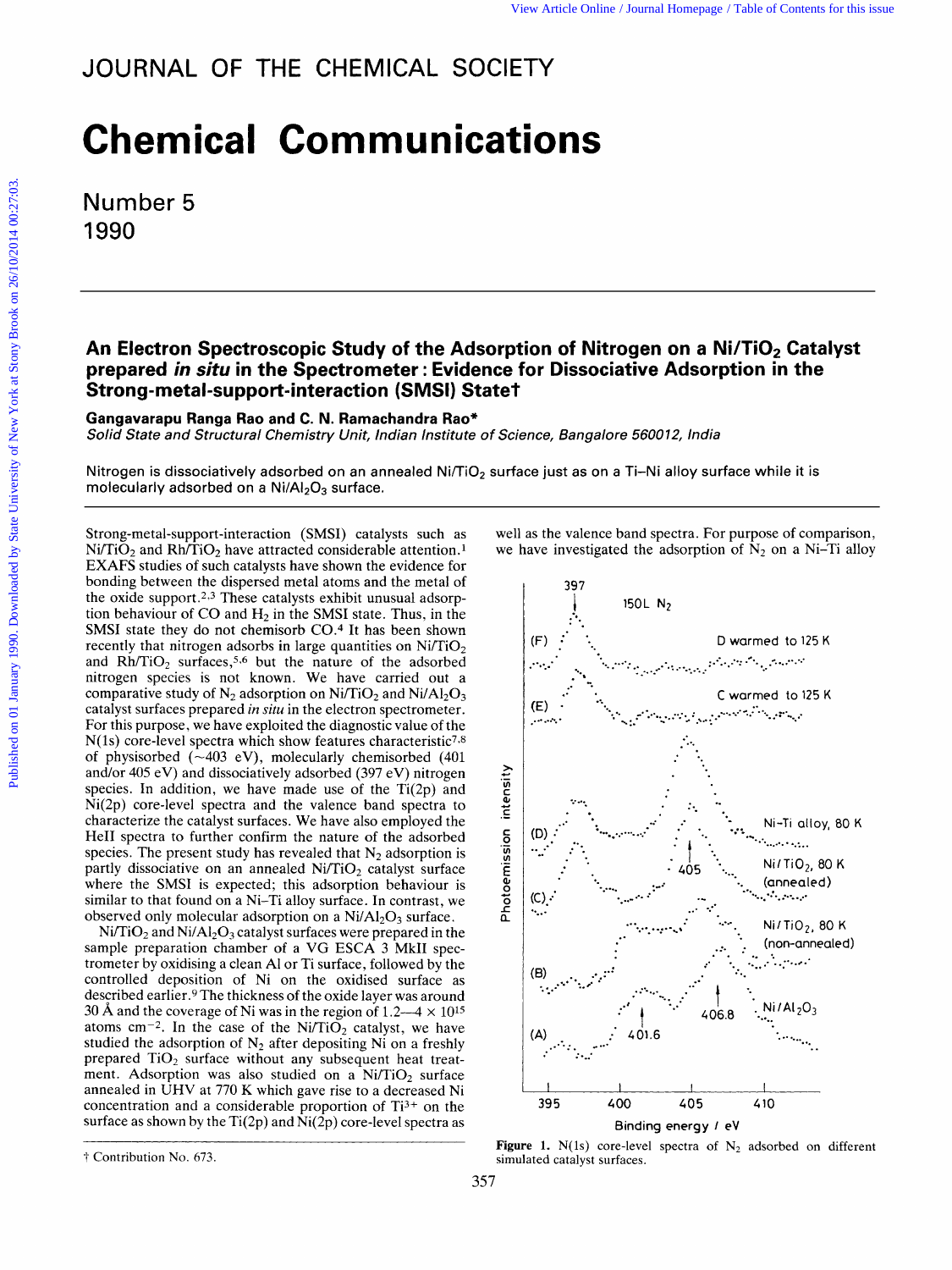# JOURNAL OF THE CHEMICAL SOCIETY

# Chemical Communications

Number 5
1990

## An Electron Spectroscopic Study of the Adsorption of Nitrogen on a $Ni/TiO_2$ Catalyst prepared *in situ* in the Spectrometer: Evidence for Dissociative Adsorption in the Strong-metal-support-interaction (SMSI) State†

**Gangavarapu Ranga Rao and C. N. Ramachandra Rao***

*Solid State and Structural Chemistry Unit, Indian Institute of Science, Bangalore 560012, India*

Nitrogen is dissociatively adsorbed on an annealed $Ni/TiO_2$ surface just as on a Ti–Ni alloy surface while it is molecularly adsorbed on a $Ni/Al_2O_3$ surface.

Strong-metal-support-interaction (SMSI) catalysts such as $Ni/TiO_2$ and $Rh/TiO_2$ have attracted considerable attention.[1] EXAFS studies of such catalysts have shown the evidence for bonding between the dispersed metal atoms and the metal of the oxide support.[2,3] These catalysts exhibit unusual adsorption behaviour of CO and $H_2$ in the SMSI state. Thus, in the SMSI state they do not chemisorb CO.[4] It has been shown recently that nitrogen adsorbs in large quantities on $Ni/TiO_2$ and $Rh/TiO_2$ surfaces,[5,6] but the nature of the adsorbed nitrogen species is not known. We have carried out a comparative study of $N_2$ adsorption on $Ni/TiO_2$ and $Ni/Al_2O_3$ catalyst surfaces prepared *in situ* in the electron spectrometer. For this purpose, we have exploited the diagnostic value of the N(1s) core-level spectra which show features characteristic[7,8] of physisorbed (~403 eV), molecularly chemisorbed (401 and/or 405 eV) and dissociatively adsorbed (397 eV) nitrogen species. In addition, we have made use of the Ti(2p) and Ni(2p) core-level spectra and the valence band spectra to characterize the catalyst surfaces. We have also employed the HeII spectra to further confirm the nature of the adsorbed species. The present study has revealed that $N_2$ adsorption is partly dissociative on an annealed $Ni/TiO_2$ catalyst surface where the SMSI is expected; this adsorption behaviour is similar to that found on a Ni–Ti alloy surface. In contrast, we observed only molecular adsorption on a $Ni/Al_2O_3$ surface.

$Ni/TiO_2$ and $Ni/Al_2O_3$ catalyst surfaces were prepared in the sample preparation chamber of a VG ESCA 3 MkII spectrometer by oxidising a clean Al or Ti surface, followed by the controlled deposition of Ni on the oxidised surface as described earlier.[9] The thickness of the oxide layer was around 30 Å and the coverage of Ni was in the region of 1.2—4 × $10^{15}$ atoms $cm^{-2}$. In the case of the $Ni/TiO_2$ catalyst, we have studied the adsorption of $N_2$ after depositing Ni on a freshly prepared $TiO_2$ surface without any subsequent heat treatment. Adsorption was also studied on a $Ni/TiO_2$ surface annealed in UHV at 770 K which gave rise to a decreased Ni concentration and a considerable proportion of $Ti^{3+}$ on the surface as shown by the Ti(2p) and Ni(2p) core-level spectra as well as the valence band spectra. For purpose of comparison, we have investigated the adsorption of $N_2$ on a Ni–Ti alloy

Figure 1. N(1s) core-level spectra of $N_2$ adsorbed on different simulated catalyst surfaces.

† Contribution No. 673.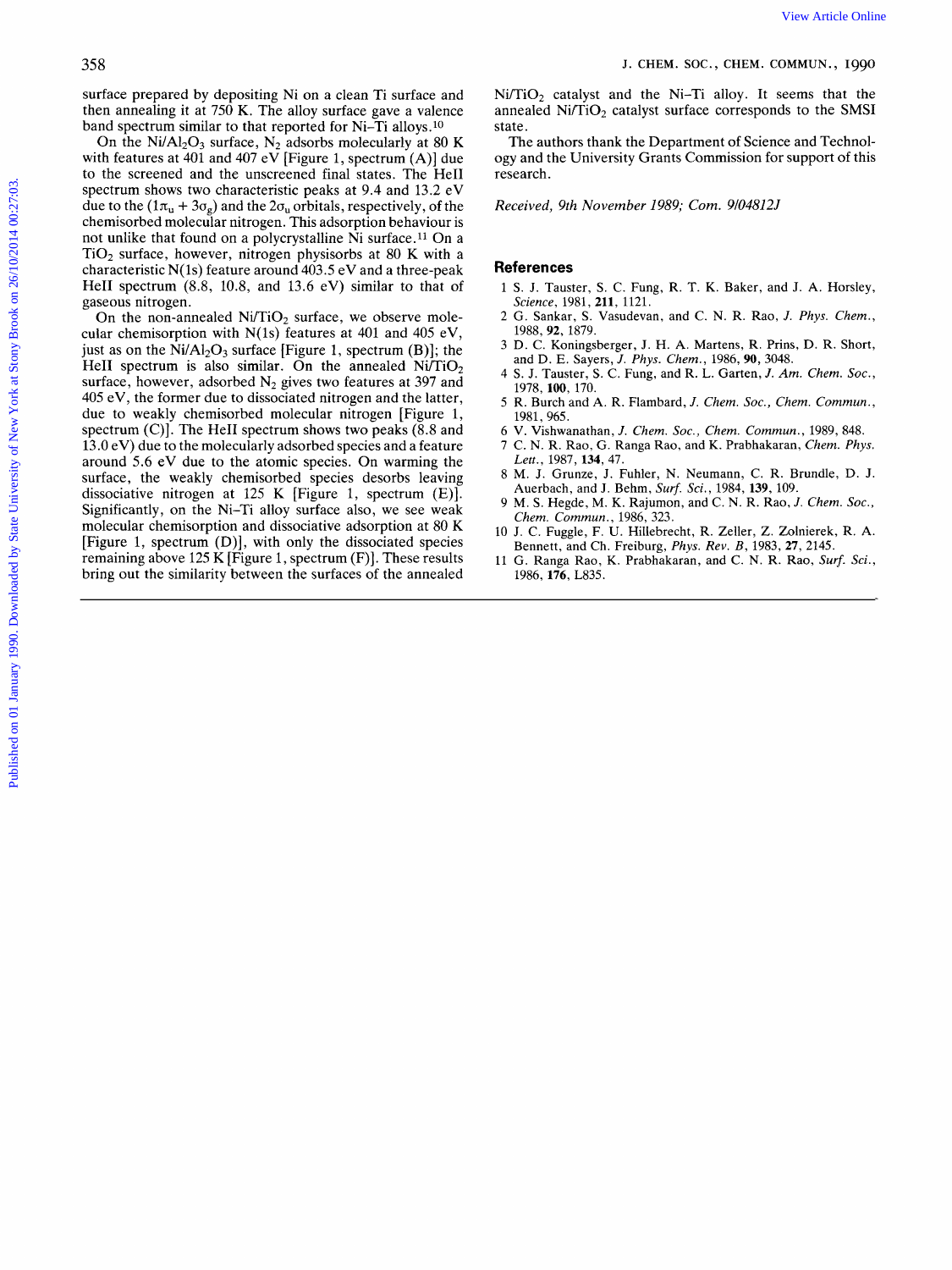surface prepared by depositing Ni on a clean Ti surface and then annealing it at 750 K. The alloy surface gave a valence band spectrum similar to that reported for Ni–Ti alloys.[10]

On the $Ni/Al_2O_3$ surface, $N_2$ adsorbs molecularly at 80 K with features at 401 and 407 eV [Figure 1, spectrum (A)] due to the screened and the unscreened final states. The HeII spectrum shows two characteristic peaks at 9.4 and 13.2 eV due to the ($1\pi_u + 3\sigma_g$) and the $2\sigma_u$ orbitals, respectively, of the chemisorbed molecular nitrogen. This adsorption behaviour is not unlike that found on a polycrystalline Ni surface.[11] On a $TiO_2$ surface, however, nitrogen physisorbs at 80 K with a characteristic N(1s) feature around 403.5 eV and a three-peak HeII spectrum (8.8, 10.8, and 13.6 eV) similar to that of gaseous nitrogen.

On the non-annealed $Ni/TiO_2$ surface, we observe molecular chemisorption with N(1s) features at 401 and 405 eV, just as on the $Ni/Al_2O_3$ surface [Figure 1, spectrum (B)]; the HeII spectrum is also similar. On the annealed $Ni/TiO_2$ surface, however, adsorbed $N_2$ gives two features at 397 and 405 eV, the former due to dissociated nitrogen and the latter, due to weakly chemisorbed molecular nitrogen [Figure 1, spectrum (C)]. The HeII spectrum shows two peaks (8.8 and 13.0 eV) due to the molecularly adsorbed species and a feature around 5.6 eV due to the atomic species. On warming the surface, the weakly chemisorbed species desorbs leaving dissociative nitrogen at 125 K [Figure 1, spectrum (E)]. Significantly, on the Ni–Ti alloy surface also, we see weak molecular chemisorption and dissociative adsorption at 80 K [Figure 1, spectrum (D)], with only the dissociated species remaining above 125 K [Figure 1, spectrum (F)]. These results bring out the similarity between the surfaces of the annealed $Ni/TiO_2$ catalyst and the Ni–Ti alloy. It seems that the annealed $Ni/TiO_2$ catalyst surface corresponds to the SMSI state.

The authors thank the Department of Science and Technology and the University Grants Commission for support of this research.

*Received, 9th November 1989; Com. 9/04812J*

## References

1. S. J. Tauster, S. C. Fung, R. T. K. Baker, and J. A. Horsley, *Science*, 1981, **211**, 1121.
2. G. Sankar, S. Vasudevan, and C. N. R. Rao, *J. Phys. Chem.*, 1988, **92**, 1879.
3. D. C. Koningsberger, J. H. A. Martens, R. Prins, D. R. Short, and D. E. Sayers, *J. Phys. Chem.*, 1986, **90**, 3048.
4. S. J. Tauster, S. C. Fung, and R. L. Garten, *J. Am. Chem. Soc.*, 1978, **100**, 170.
5. R. Burch and A. R. Flambard, *J. Chem. Soc., Chem. Commun.*, 1981, 965.
6. V. Vishwanathan, *J. Chem. Soc., Chem. Commun.*, 1989, 848.
7. C. N. R. Rao, G. Ranga Rao, and K. Prabhakaran, *Chem. Phys. Lett.*, 1987, **134**, 47.
8. M. J. Grunze, J. Fuhler, N. Neumann, C. R. Brundle, D. J. Auerbach, and J. Behm, *Surf. Sci.*, 1984, **139**, 109.
9. M. S. Hegde, M. K. Rajumon, and C. N. R. Rao, *J. Chem. Soc., Chem. Commun.*, 1986, 323.
10. J. C. Fuggle, F. U. Hillebrecht, R. Zeller, Z. Zolnierek, R. A. Bennett, and Ch. Freiburg, *Phys. Rev. B*, 1983, **27**, 2145.
11. G. Ranga Rao, K. Prabhakaran, and C. N. R. Rao, *Surf. Sci.*, 1986, **176**, L835.